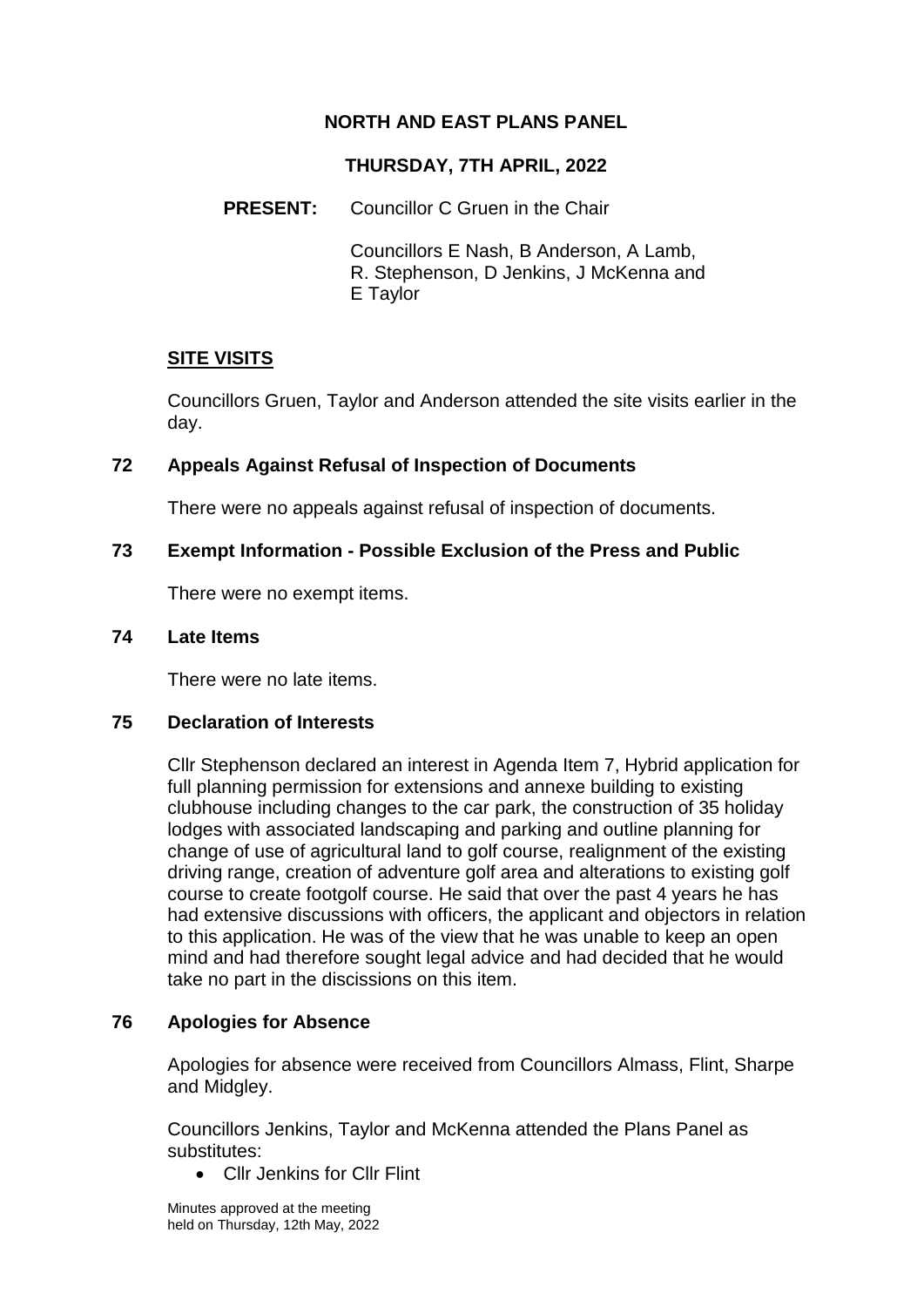# NORTH AND EAST PLANS PANEL

## THURSDAY, 7TH APRIL, 2022

**PRESENT:** Councillor C Gruen in the Chair

Councillors E Nash, B Anderson, A Lamb, R. Stephenson, D Jenkins, J McKenna and E Taylor

## SITE VISITS

Councillors Gruen, Taylor and Anderson attended the site visits earlier in the day.

### 72 Appeals Against Refusal of Inspection of Documents

There were no appeals against refusal of inspection of documents.

### 73 Exempt Information - Possible Exclusion of the Press and Public

There were no exempt items.

### 74 Late Items

There were no late items.

### 75 Declaration of Interests

Cllr Stephenson declared an interest in Agenda Item 7, Hybrid application for full planning permission for extensions and annexe building to existing clubhouse including changes to the car park, the construction of 35 holiday lodges with associated landscaping and parking and outline planning for change of use of agricultural land to golf course, realignment of the existing driving range, creation of adventure golf area and alterations to existing golf course to create footgolf course. He said that over the past 4 years he has had extensive discussions with officers, the applicant and objectors in relation to this application. He was of the view that he was unable to keep an open mind and had therefore sought legal advice and had decided that he would take no part in the discissions on this item.

### 76 Apologies for Absence

Apologies for absence were received from Councillors Almass, Flint, Sharpe and Midgley.

Councillors Jenkins, Taylor and McKenna attended the Plans Panel as substitutes:

- Cllr Jenkins for Cllr Flint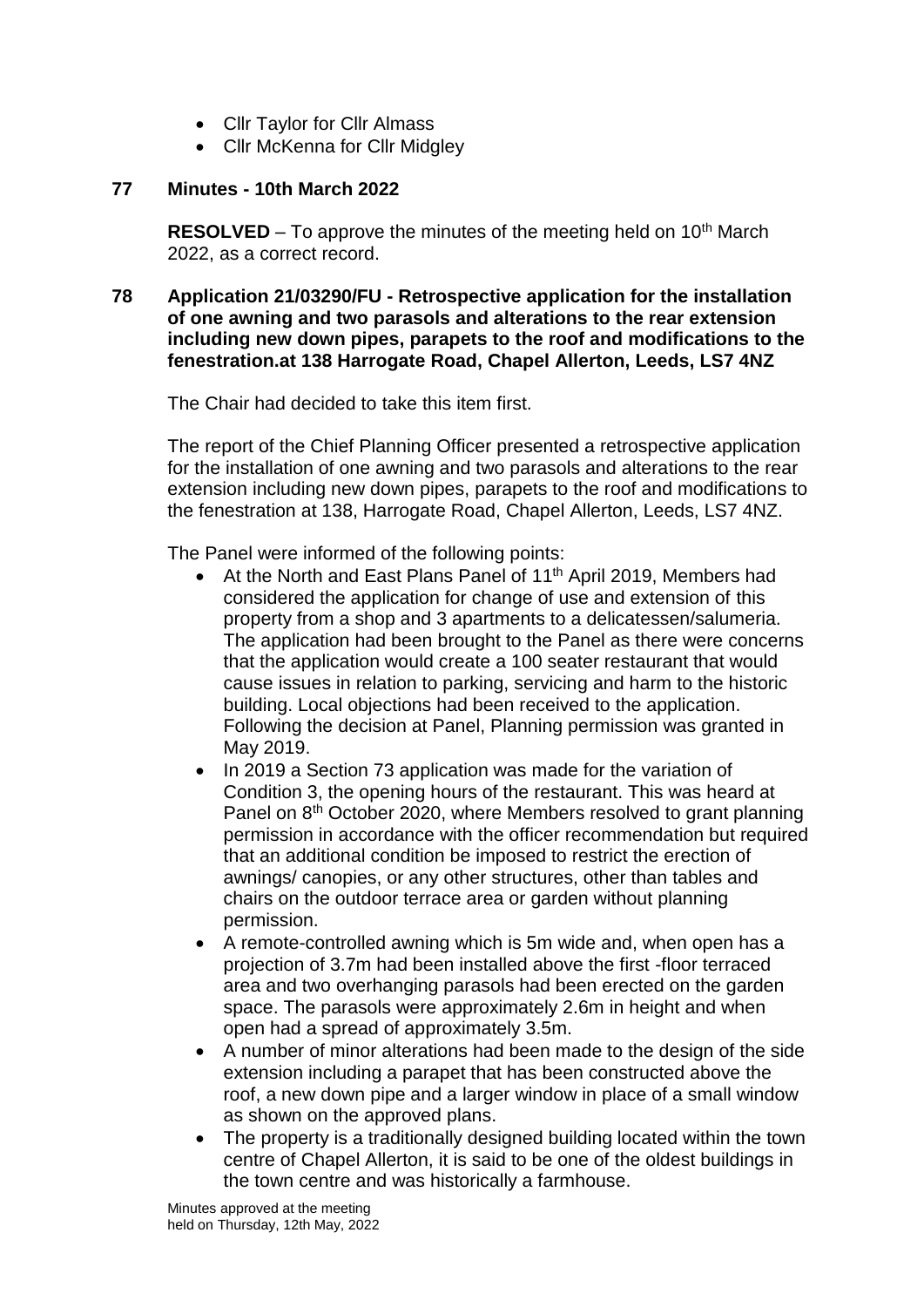- Cllr Taylor for Cllr Almass
- Cllr McKenna for Cllr Midgley

**77 Minutes - 10th March 2022**

**RESOLVED** – To approve the minutes of the meeting held on 10th March 2022, as a correct record.

**78 Application 21/03290/FU - Retrospective application for the installation of one awning and two parasols and alterations to the rear extension including new down pipes, parapets to the roof and modifications to the fenestration.at 138 Harrogate Road, Chapel Allerton, Leeds, LS7 4NZ**

The Chair had decided to take this item first.

The report of the Chief Planning Officer presented a retrospective application for the installation of one awning and two parasols and alterations to the rear extension including new down pipes, parapets to the roof and modifications to the fenestration at 138, Harrogate Road, Chapel Allerton, Leeds, LS7 4NZ.

The Panel were informed of the following points:

- At the North and East Plans Panel of 11th April 2019, Members had considered the application for change of use and extension of this property from a shop and 3 apartments to a delicatessen/salumeria. The application had been brought to the Panel as there were concerns that the application would create a 100 seater restaurant that would cause issues in relation to parking, servicing and harm to the historic building. Local objections had been received to the application. Following the decision at Panel, Planning permission was granted in May 2019.
- In 2019 a Section 73 application was made for the variation of Condition 3, the opening hours of the restaurant. This was heard at Panel on 8th October 2020, where Members resolved to grant planning permission in accordance with the officer recommendation but required that an additional condition be imposed to restrict the erection of awnings/ canopies, or any other structures, other than tables and chairs on the outdoor terrace area or garden without planning permission.
- A remote-controlled awning which is 5m wide and, when open has a projection of 3.7m had been installed above the first -floor terraced area and two overhanging parasols had been erected on the garden space. The parasols were approximately 2.6m in height and when open had a spread of approximately 3.5m.
- A number of minor alterations had been made to the design of the side extension including a parapet that has been constructed above the roof, a new down pipe and a larger window in place of a small window as shown on the approved plans.
- The property is a traditionally designed building located within the town centre of Chapel Allerton, it is said to be one of the oldest buildings in the town centre and was historically a farmhouse.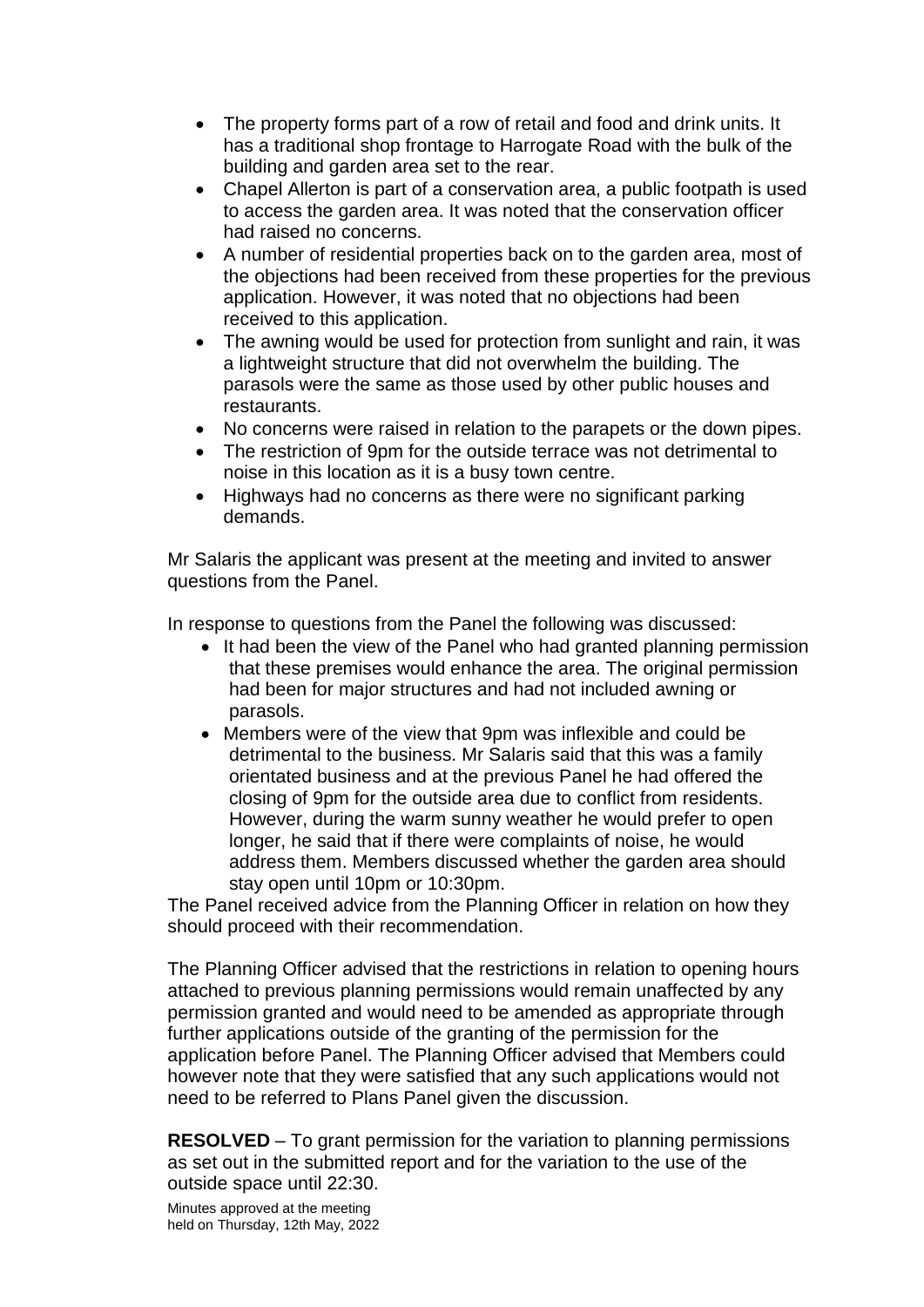- The property forms part of a row of retail and food and drink units. It has a traditional shop frontage to Harrogate Road with the bulk of the building and garden area set to the rear.
- Chapel Allerton is part of a conservation area, a public footpath is used to access the garden area. It was noted that the conservation officer had raised no concerns.
- A number of residential properties back on to the garden area, most of the objections had been received from these properties for the previous application. However, it was noted that no objections had been received to this application.
- The awning would be used for protection from sunlight and rain, it was a lightweight structure that did not overwhelm the building. The parasols were the same as those used by other public houses and restaurants.
- No concerns were raised in relation to the parapets or the down pipes.
- The restriction of 9pm for the outside terrace was not detrimental to noise in this location as it is a busy town centre.
- Highways had no concerns as there were no significant parking demands.

Mr Salaris the applicant was present at the meeting and invited to answer questions from the Panel.

In response to questions from the Panel the following was discussed:

- It had been the view of the Panel who had granted planning permission that these premises would enhance the area. The original permission had been for major structures and had not included awning or parasols.
- Members were of the view that 9pm was inflexible and could be detrimental to the business. Mr Salaris said that this was a family orientated business and at the previous Panel he had offered the closing of 9pm for the outside area due to conflict from residents. However, during the warm sunny weather he would prefer to open longer, he said that if there were complaints of noise, he would address them. Members discussed whether the garden area should stay open until 10pm or 10:30pm.

The Panel received advice from the Planning Officer in relation on how they should proceed with their recommendation.

The Planning Officer advised that the restrictions in relation to opening hours attached to previous planning permissions would remain unaffected by any permission granted and would need to be amended as appropriate through further applications outside of the granting of the permission for the application before Panel. The Planning Officer advised that Members could however note that they were satisfied that any such applications would not need to be referred to Plans Panel given the discussion.

**RESOLVED** – To grant permission for the variation to planning permissions as set out in the submitted report and for the variation to the use of the outside space until 22:30.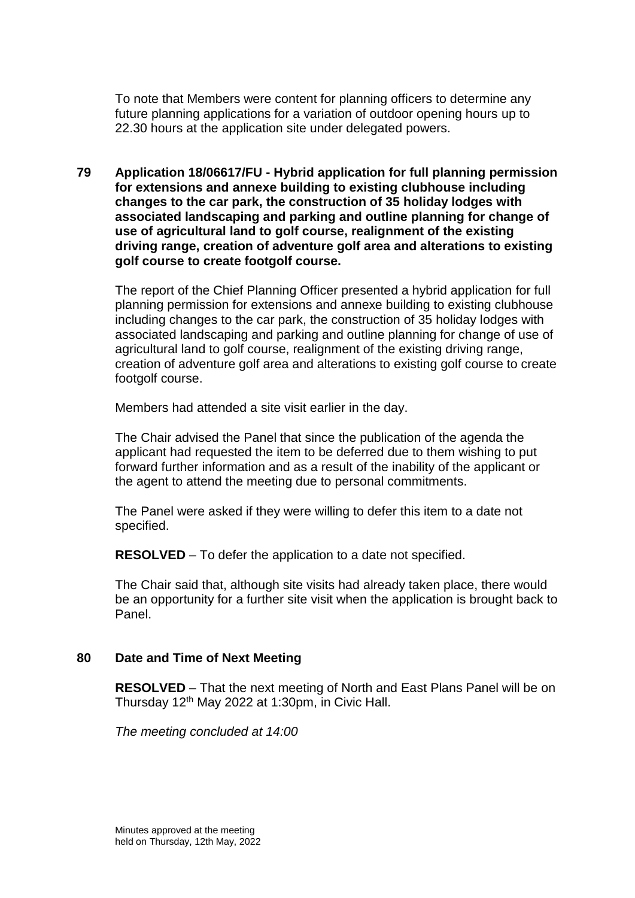To note that Members were content for planning officers to determine any future planning applications for a variation of outdoor opening hours up to 22.30 hours at the application site under delegated powers.

**79 Application 18/06617/FU - Hybrid application for full planning permission for extensions and annexe building to existing clubhouse including changes to the car park, the construction of 35 holiday lodges with associated landscaping and parking and outline planning for change of use of agricultural land to golf course, realignment of the existing driving range, creation of adventure golf area and alterations to existing golf course to create footgolf course.**

The report of the Chief Planning Officer presented a hybrid application for full planning permission for extensions and annexe building to existing clubhouse including changes to the car park, the construction of 35 holiday lodges with associated landscaping and parking and outline planning for change of use of agricultural land to golf course, realignment of the existing driving range, creation of adventure golf area and alterations to existing golf course to create footgolf course.

Members had attended a site visit earlier in the day.

The Chair advised the Panel that since the publication of the agenda the applicant had requested the item to be deferred due to them wishing to put forward further information and as a result of the inability of the applicant or the agent to attend the meeting due to personal commitments.

The Panel were asked if they were willing to defer this item to a date not specified.

**RESOLVED** – To defer the application to a date not specified.

The Chair said that, although site visits had already taken place, there would be an opportunity for a further site visit when the application is brought back to Panel.

**80 Date and Time of Next Meeting**

**RESOLVED** – That the next meeting of North and East Plans Panel will be on Thursday 12th May 2022 at 1:30pm, in Civic Hall.

*The meeting concluded at 14:00*

Minutes approved at the meeting
held on Thursday, 12th May, 2022